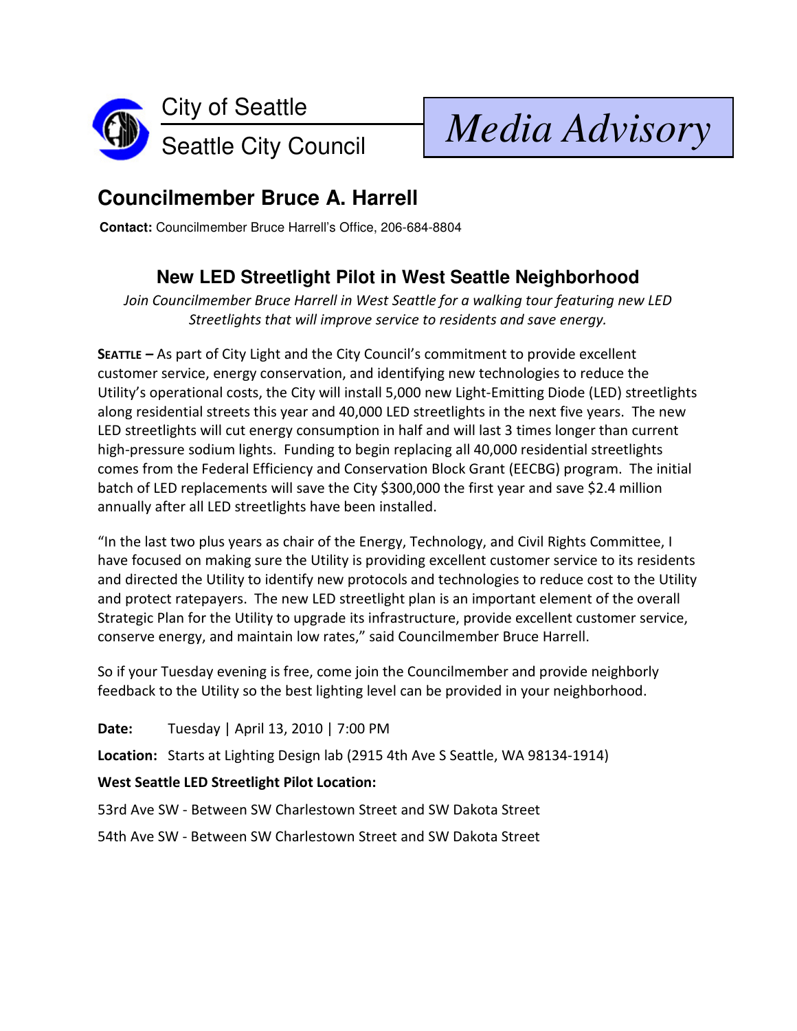City of Seattle

Seattle City Council

*Media Advisory*

## Councilmember Bruce A. Harrell

**Contact:** Councilmember Bruce Harrell's Office, 206-684-8804

### New LED Streetlight Pilot in West Seattle Neighborhood

*Join Councilmember Bruce Harrell in West Seattle for a walking tour featuring new LED Streetlights that will improve service to residents and save energy.*

**SEATTLE –** As part of City Light and the City Council's commitment to provide excellent customer service, energy conservation, and identifying new technologies to reduce the Utility's operational costs, the City will install 5,000 new Light-Emitting Diode (LED) streetlights along residential streets this year and 40,000 LED streetlights in the next five years. The new LED streetlights will cut energy consumption in half and will last 3 times longer than current high-pressure sodium lights. Funding to begin replacing all 40,000 residential streetlights comes from the Federal Efficiency and Conservation Block Grant (EECBG) program. The initial batch of LED replacements will save the City $300,000 the first year and save $2.4 million annually after all LED streetlights have been installed.

"In the last two plus years as chair of the Energy, Technology, and Civil Rights Committee, I have focused on making sure the Utility is providing excellent customer service to its residents and directed the Utility to identify new protocols and technologies to reduce cost to the Utility and protect ratepayers. The new LED streetlight plan is an important element of the overall Strategic Plan for the Utility to upgrade its infrastructure, provide excellent customer service, conserve energy, and maintain low rates," said Councilmember Bruce Harrell.

So if your Tuesday evening is free, come join the Councilmember and provide neighborly feedback to the Utility so the best lighting level can be provided in your neighborhood.

**Date:** Tuesday | April 13, 2010 | 7:00 PM

**Location:** Starts at Lighting Design lab (2915 4th Ave S Seattle, WA 98134-1914)

**West Seattle LED Streetlight Pilot Location:**

53rd Ave SW - Between SW Charlestown Street and SW Dakota Street

54th Ave SW - Between SW Charlestown Street and SW Dakota Street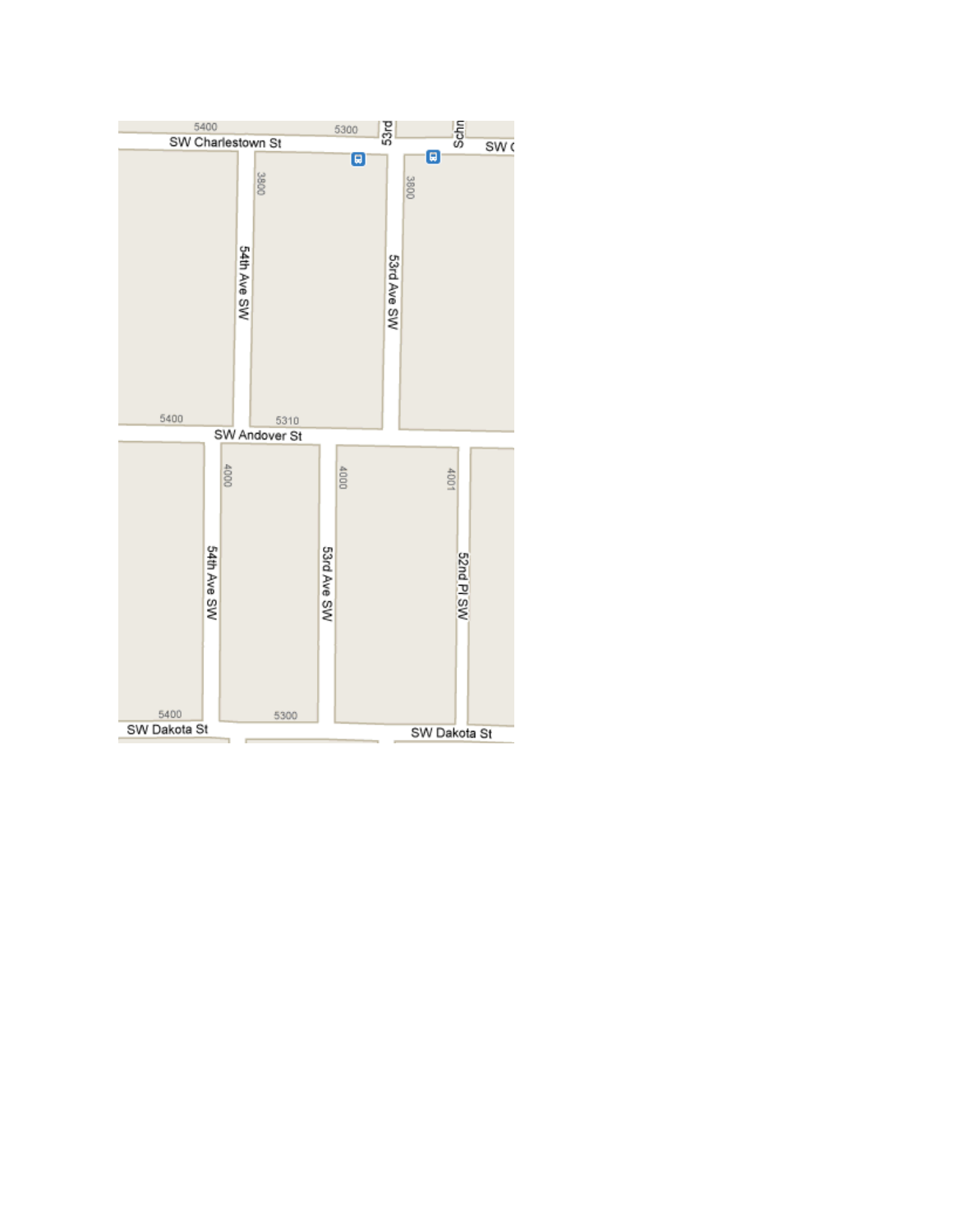5400

5300

SW Charlestown St

53rd

Schn

SW C

3800

54th Ave SW

3800

53rd Ave SW

5400

5310

SW Andover St

4000

4000

4001

54th Ave SW

53rd Ave SW

52nd Pl SW

5400

5300

SW Dakota St

SW Dakota St